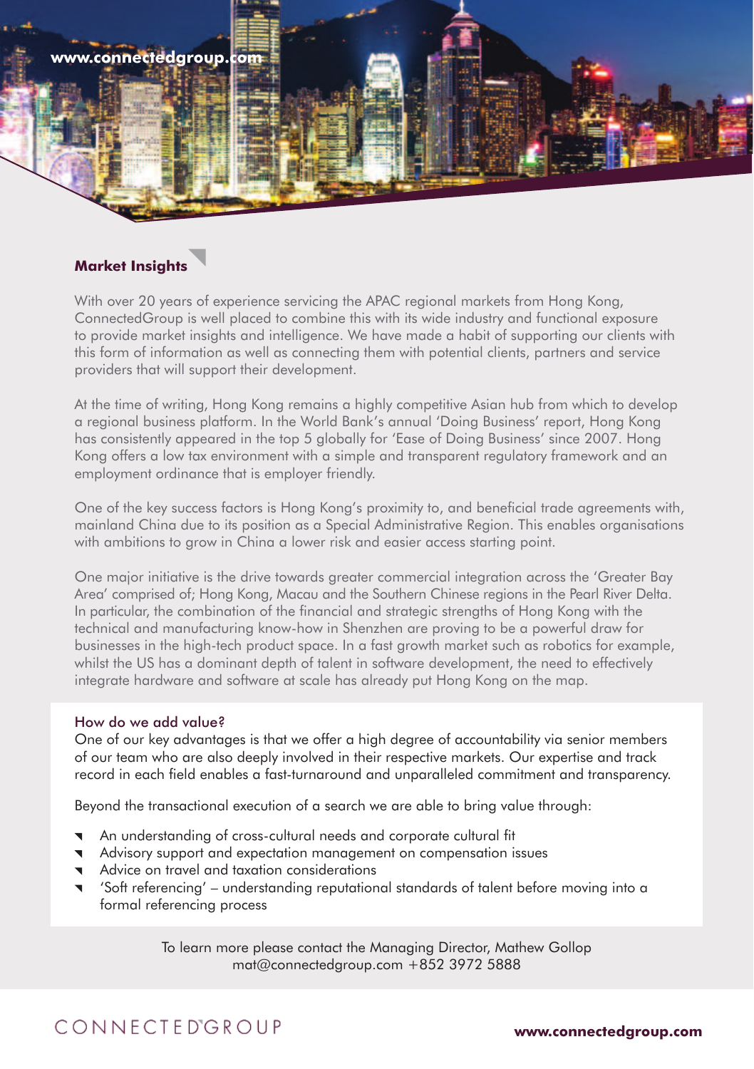www.connectedgroup.com

## Market Insights

With over 20 years of experience servicing the APAC regional markets from Hong Kong, ConnectedGroup is well placed to combine this with its wide industry and functional exposure to provide market insights and intelligence. We have made a habit of supporting our clients with this form of information as well as connecting them with potential clients, partners and service providers that will support their development.

At the time of writing, Hong Kong remains a highly competitive Asian hub from which to develop a regional business platform. In the World Bank's annual 'Doing Business' report, Hong Kong has consistently appeared in the top 5 globally for 'Ease of Doing Business' since 2007. Hong Kong offers a low tax environment with a simple and transparent regulatory framework and an employment ordinance that is employer friendly.

One of the key success factors is Hong Kong's proximity to, and beneficial trade agreements with, mainland China due to its position as a Special Administrative Region. This enables organisations with ambitions to grow in China a lower risk and easier access starting point.

One major initiative is the drive towards greater commercial integration across the 'Greater Bay Area' comprised of; Hong Kong, Macau and the Southern Chinese regions in the Pearl River Delta. In particular, the combination of the financial and strategic strengths of Hong Kong with the technical and manufacturing know-how in Shenzhen are proving to be a powerful draw for businesses in the high-tech product space. In a fast growth market such as robotics for example, whilst the US has a dominant depth of talent in software development, the need to effectively integrate hardware and software at scale has already put Hong Kong on the map.

### How do we add value?

One of our key advantages is that we offer a high degree of accountability via senior members of our team who are also deeply involved in their respective markets. Our expertise and track record in each field enables a fast-turnaround and unparalleled commitment and transparency.

Beyond the transactional execution of a search we are able to bring value through:

- An understanding of cross-cultural needs and corporate cultural fit
- Advisory support and expectation management on compensation issues
- Advice on travel and taxation considerations
- 'Soft referencing' – understanding reputational standards of talent before moving into a formal referencing process

To learn more please contact the Managing Director, Mathew Gollop
mat@connectedgroup.com +852 3972 5888

CONNECTEDGROUP

www.connectedgroup.com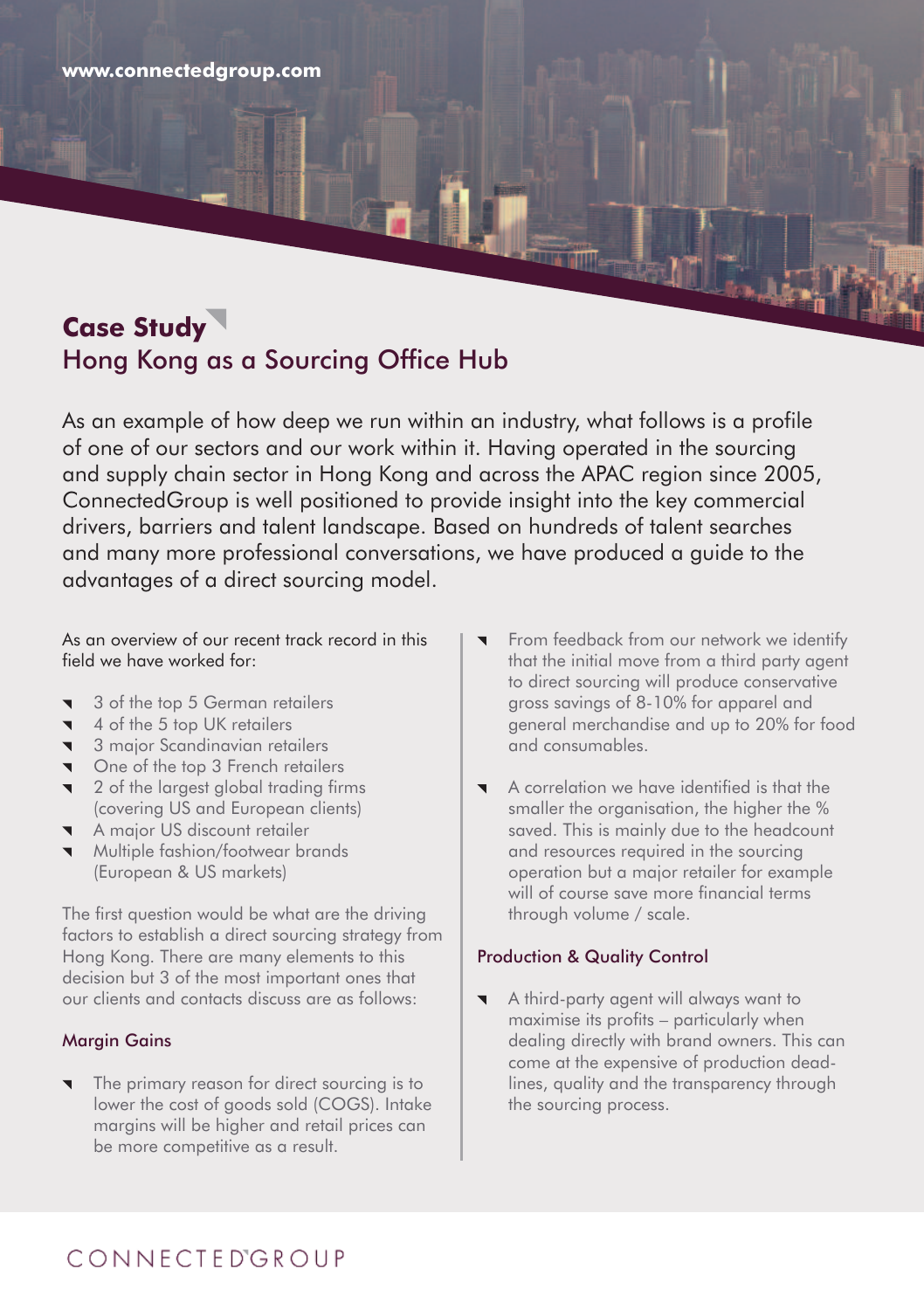## Case Study

### Hong Kong as a Sourcing Office Hub

As an example of how deep we run within an industry, what follows is a profile of one of our sectors and our work within it. Having operated in the sourcing and supply chain sector in Hong Kong and across the APAC region since 2005, ConnectedGroup is well positioned to provide insight into the key commercial drivers, barriers and talent landscape. Based on hundreds of talent searches and many more professional conversations, we have produced a guide to the advantages of a direct sourcing model.

As an overview of our recent track record in this field we have worked for:

- 3 of the top 5 German retailers
- 4 of the 5 top UK retailers
- 3 major Scandinavian retailers
- One of the top 3 French retailers
- 2 of the largest global trading firms (covering US and European clients)
- A major US discount retailer
- Multiple fashion/footwear brands (European & US markets)

The first question would be what are the driving factors to establish a direct sourcing strategy from Hong Kong. There are many elements to this decision but 3 of the most important ones that our clients and contacts discuss are as follows:

#### Margin Gains

- The primary reason for direct sourcing is to lower the cost of goods sold (COGS). Intake margins will be higher and retail prices can be more competitive as a result.
- From feedback from our network we identify that the initial move from a third party agent to direct sourcing will produce conservative gross savings of 8-10% for apparel and general merchandise and up to 20% for food and consumables.
- A correlation we have identified is that the smaller the organisation, the higher the % saved. This is mainly due to the headcount and resources required in the sourcing operation but a major retailer for example will of course save more financial terms through volume / scale.

#### Production & Quality Control

- A third-party agent will always want to maximise its profits – particularly when dealing directly with brand owners. This can come at the expensive of production dead-lines, quality and the transparency through the sourcing process.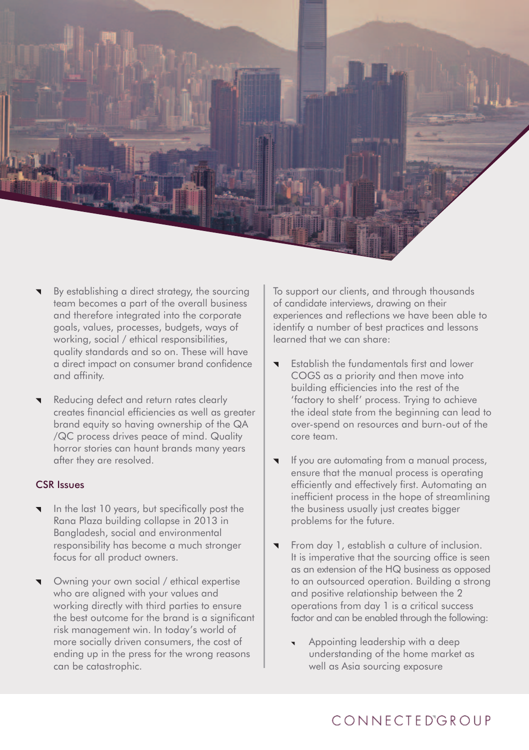- By establishing a direct strategy, the sourcing team becomes a part of the overall business and therefore integrated into the corporate goals, values, processes, budgets, ways of working, social / ethical responsibilities, quality standards and so on. These will have a direct impact on consumer brand confidence and affinity.

- Reducing defect and return rates clearly creates financial efficiencies as well as greater brand equity so having ownership of the QA /QC process drives peace of mind. Quality horror stories can haunt brands many years after they are resolved.

## CSR Issues

- In the last 10 years, but specifically post the Rana Plaza building collapse in 2013 in Bangladesh, social and environmental responsibility has become a much stronger focus for all product owners.

- Owning your own social / ethical expertise who are aligned with your values and working directly with third parties to ensure the best outcome for the brand is a significant risk management win. In today's world of more socially driven consumers, the cost of ending up in the press for the wrong reasons can be catastrophic.

To support our clients, and through thousands of candidate interviews, drawing on their experiences and reflections we have been able to identify a number of best practices and lessons learned that we can share:

- Establish the fundamentals first and lower COGS as a priority and then move into building efficiencies into the rest of the 'factory to shelf' process. Trying to achieve the ideal state from the beginning can lead to over-spend on resources and burn-out of the core team.

- If you are automating from a manual process, ensure that the manual process is operating efficiently and effectively first. Automating an inefficient process in the hope of streamlining the business usually just creates bigger problems for the future.

- From day 1, establish a culture of inclusion. It is imperative that the sourcing office is seen as an extension of the HQ business as opposed to an outsourced operation. Building a strong and positive relationship between the 2 operations from day 1 is a critical success factor and can be enabled through the following:
  - Appointing leadership with a deep understanding of the home market as well as Asia sourcing exposure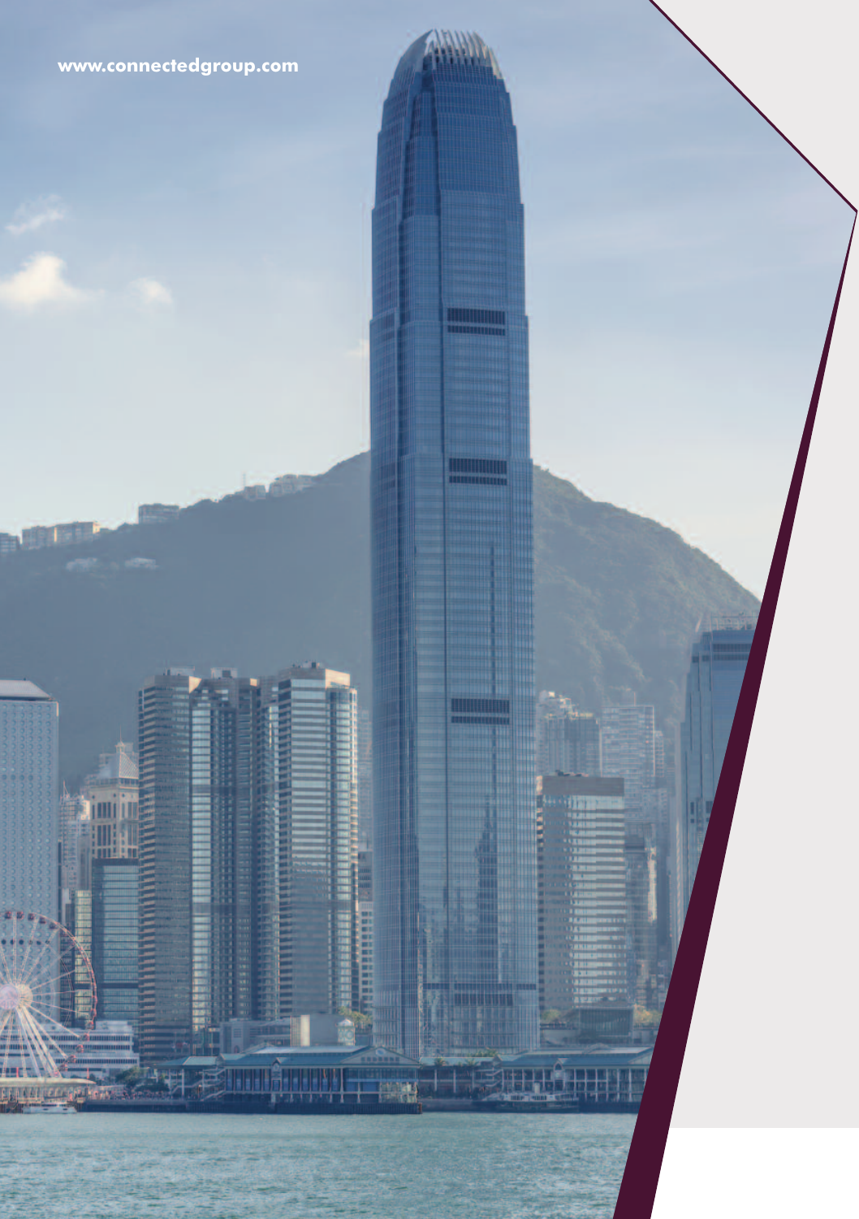www.connectedgroup.com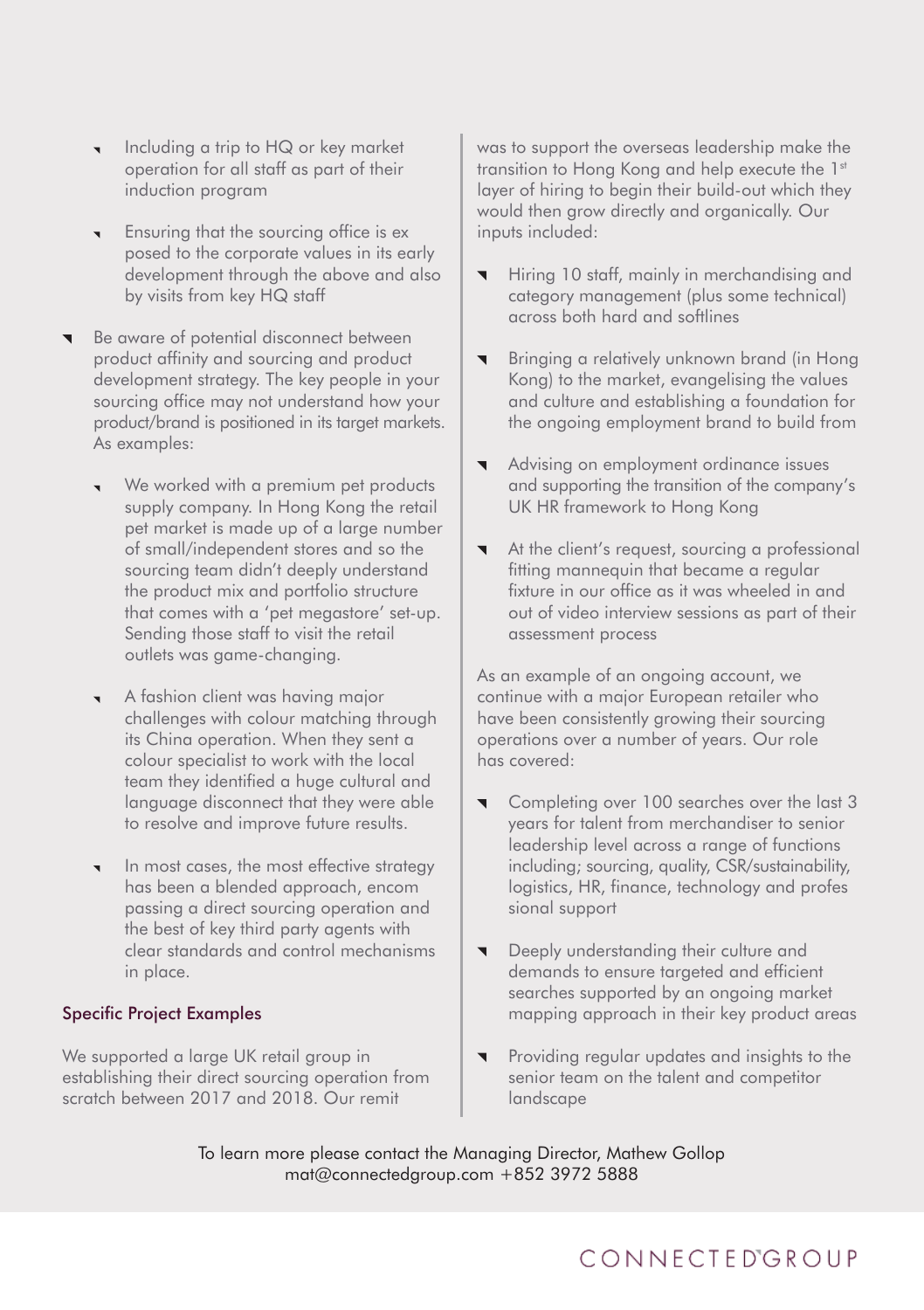- Including a trip to HQ or key market operation for all staff as part of their induction program

  - Ensuring that the sourcing office is exposed to the corporate values in its early development through the above and also by visits from key HQ staff

- Be aware of potential disconnect between product affinity and sourcing and product development strategy. The key people in your sourcing office may not understand how your product/brand is positioned in its target markets. As examples:

  - We worked with a premium pet products supply company. In Hong Kong the retail pet market is made up of a large number of small/independent stores and so the sourcing team didn't deeply understand the product mix and portfolio structure that comes with a 'pet megastore' set-up. Sending those staff to visit the retail outlets was game-changing.

  - A fashion client was having major challenges with colour matching through its China operation. When they sent a colour specialist to work with the local team they identified a huge cultural and language disconnect that they were able to resolve and improve future results.

  - In most cases, the most effective strategy has been a blended approach, encompassing a direct sourcing operation and the best of key third party agents with clear standards and control mechanisms in place.

### Specific Project Examples

We supported a large UK retail group in establishing their direct sourcing operation from scratch between 2017 and 2018. Our remit was to support the overseas leadership make the transition to Hong Kong and help execute the 1st layer of hiring to begin their build-out which they would then grow directly and organically. Our inputs included:

- Hiring 10 staff, mainly in merchandising and category management (plus some technical) across both hard and softlines

- Bringing a relatively unknown brand (in Hong Kong) to the market, evangelising the values and culture and establishing a foundation for the ongoing employment brand to build from

- Advising on employment ordinance issues and supporting the transition of the company's UK HR framework to Hong Kong

- At the client's request, sourcing a professional fitting mannequin that became a regular fixture in our office as it was wheeled in and out of video interview sessions as part of their assessment process

As an example of an ongoing account, we continue with a major European retailer who have been consistently growing their sourcing operations over a number of years. Our role has covered:

- Completing over 100 searches over the last 3 years for talent from merchandiser to senior leadership level across a range of functions including; sourcing, quality, CSR/sustainability, logistics, HR, finance, technology and professional support

- Deeply understanding their culture and demands to ensure targeted and efficient searches supported by an ongoing market mapping approach in their key product areas

- Providing regular updates and insights to the senior team on the talent and competitor landscape

To learn more please contact the Managing Director, Mathew Gollop
mat@connectedgroup.com +852 3972 5888

CONNECTED GROUP